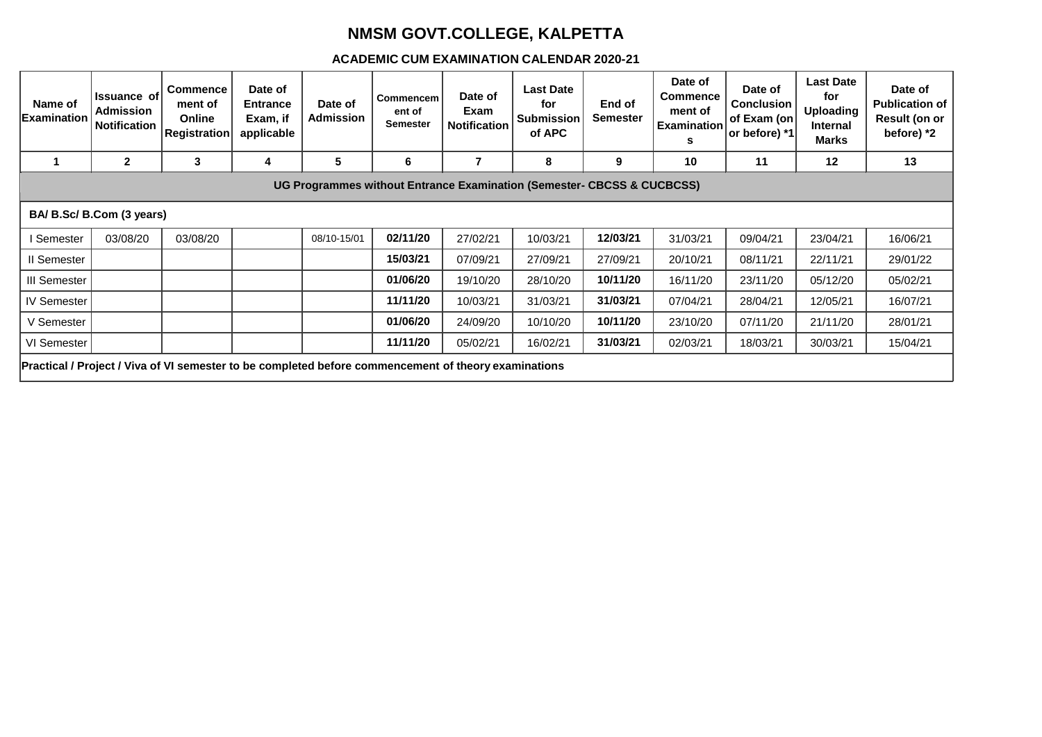# NMSM GOVT.COLLEGE, KALPETTA

## ACADEMIC CUM EXAMINATION CALENDAR 2020-21

| Name of Examination | Issuance of Admission Notification | Commencement of Online Registration | Date of Entrance Exam, if applicable | Date of Admission | Commencement of Semester | Date of Exam Notification | Last Date for Submission of APC | End of Semester | Date of Commencement of Examinations | Date of Conclusion of Exam (on or before) *1 | Last Date for Uploading Internal Marks | Date of Publication of Result (on or before) *2 |
|---|---|---|---|---|---|---|---|---|---|---|---|---|
| 1 | 2 | 3 | 4 | 5 | 6 | 7 | 8 | 9 | 10 | 11 | 12 | 13 |
| **UG Programmes without Entrance Examination (Semester- CBCSS & CUCBCSS)** | | | | | | | | | | | | |
| **BA/ B.Sc/ B.Com (3 years)** | | | | | | | | | | | | |
| I Semester | 03/08/20 | 03/08/20 | | 08/10-15/01 | **02/11/20** | 27/02/21 | 10/03/21 | **12/03/21** | 31/03/21 | 09/04/21 | 23/04/21 | 16/06/21 |
| II Semester | | | | | **15/03/21** | 07/09/21 | 27/09/21 | 27/09/21 | 20/10/21 | 08/11/21 | 22/11/21 | 29/01/22 |
| III Semester | | | | | **01/06/20** | 19/10/20 | 28/10/20 | **10/11/20** | 16/11/20 | 23/11/20 | 05/12/20 | 05/02/21 |
| IV Semester | | | | | **11/11/20** | 10/03/21 | 31/03/21 | **31/03/21** | 07/04/21 | 28/04/21 | 12/05/21 | 16/07/21 |
| V Semester | | | | | **01/06/20** | 24/09/20 | 10/10/20 | **10/11/20** | 23/10/20 | 07/11/20 | 21/11/20 | 28/01/21 |
| VI Semester | | | | | **11/11/20** | 05/02/21 | 16/02/21 | **31/03/21** | 02/03/21 | 18/03/21 | 30/03/21 | 15/04/21 |
| **Practical / Project / Viva of VI semester to be completed before commencement of theory examinations** | | | | | | | | | | | | |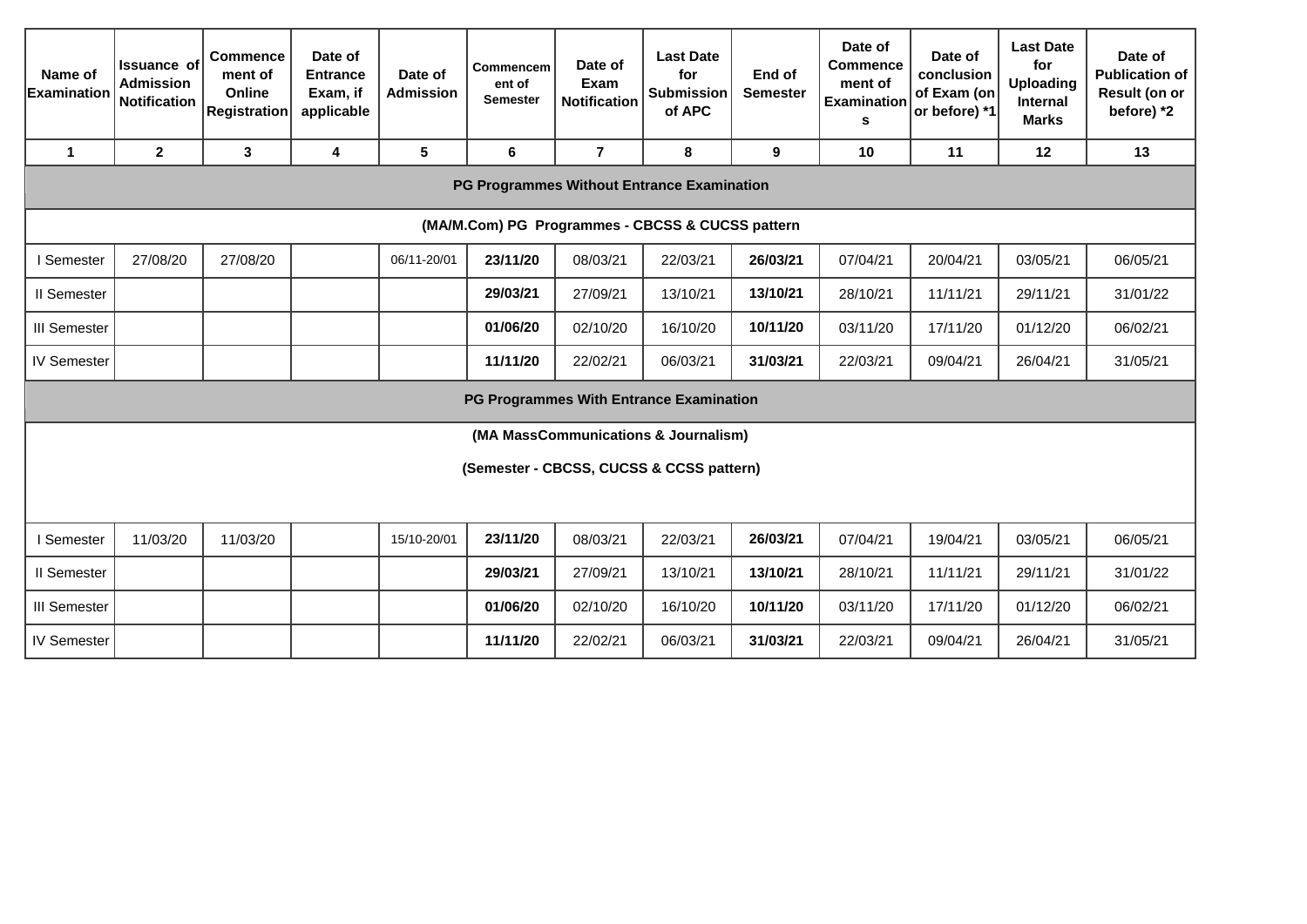| Name of Examination | Issuance of Admission Notification | Commencement of Online Registration | Date of Entrance Exam, if applicable | Date of Admission | Commencement of Semester | Date of Exam Notification | Last Date for Submission of APC | End of Semester | Date of Commencement of Examinations | Date of conclusion of Exam (on or before) *1 | Last Date for Uploading Internal Marks | Date of Publication of Result (on or before) *2 |
|---|---|---|---|---|---|---|---|---|---|---|---|---|
| 1 | 2 | 3 | 4 | 5 | 6 | 7 | 8 | 9 | 10 | 11 | 12 | 13 |
| **PG Programmes Without Entrance Examination** | | | | | | | | | | | | |
| **(MA/M.Com) PG Programmes - CBCSS & CUCSS pattern** | | | | | | | | | | | | |
| I Semester | 27/08/20 | 27/08/20 | | 06/11-20/01 | **23/11/20** | 08/03/21 | 22/03/21 | **26/03/21** | 07/04/21 | 20/04/21 | 03/05/21 | 06/05/21 |
| II Semester | | | | | **29/03/21** | 27/09/21 | 13/10/21 | **13/10/21** | 28/10/21 | 11/11/21 | 29/11/21 | 31/01/22 |
| III Semester | | | | | **01/06/20** | 02/10/20 | 16/10/20 | **10/11/20** | 03/11/20 | 17/11/20 | 01/12/20 | 06/02/21 |
| IV Semester | | | | | **11/11/20** | 22/02/21 | 06/03/21 | **31/03/21** | 22/03/21 | 09/04/21 | 26/04/21 | 31/05/21 |
| **PG Programmes With Entrance Examination** | | | | | | | | | | | | |
| **(MA MassCommunications & Journalism) (Semester - CBCSS, CUCSS & CCSS pattern)** | | | | | | | | | | | | |
| I Semester | 11/03/20 | 11/03/20 | | 15/10-20/01 | **23/11/20** | 08/03/21 | 22/03/21 | **26/03/21** | 07/04/21 | 19/04/21 | 03/05/21 | 06/05/21 |
| II Semester | | | | | **29/03/21** | 27/09/21 | 13/10/21 | **13/10/21** | 28/10/21 | 11/11/21 | 29/11/21 | 31/01/22 |
| III Semester | | | | | **01/06/20** | 02/10/20 | 16/10/20 | **10/11/20** | 03/11/20 | 17/11/20 | 01/12/20 | 06/02/21 |
| IV Semester | | | | | **11/11/20** | 22/02/21 | 06/03/21 | **31/03/21** | 22/03/21 | 09/04/21 | 26/04/21 | 31/05/21 |